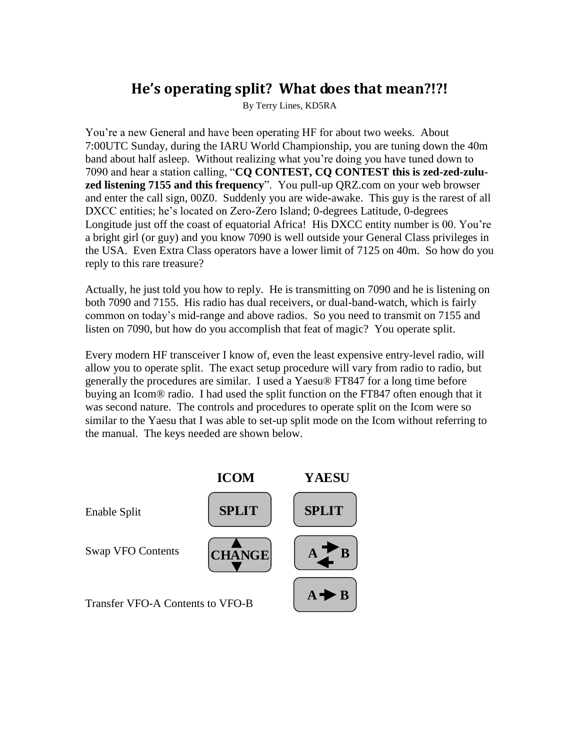# He's operating split? What does that mean?!?!

By Terry Lines, KD5RA

You're a new General and have been operating HF for about two weeks. About 7:00UTC Sunday, during the IARU World Championship, you are tuning down the 40m band about half asleep. Without realizing what you're doing you have tuned down to 7090 and hear a station calling, "**CQ CONTEST, CQ CONTEST this is zed-zed-zulu-zed listening 7155 and this frequency**". You pull-up QRZ.com on your web browser and enter the call sign, 00Z0. Suddenly you are wide-awake. This guy is the rarest of all DXCC entities; he's located on Zero-Zero Island; 0-degrees Latitude, 0-degrees Longitude just off the coast of equatorial Africa! His DXCC entity number is 00. You're a bright girl (or guy) and you know 7090 is well outside your General Class privileges in the USA. Even Extra Class operators have a lower limit of 7125 on 40m. So how do you reply to this rare treasure?

Actually, he just told you how to reply. He is transmitting on 7090 and he is listening on both 7090 and 7155. His radio has dual receivers, or dual-band-watch, which is fairly common on today's mid-range and above radios. So you need to transmit on 7155 and listen on 7090, but how do you accomplish that feat of magic? You operate split.

Every modern HF transceiver I know of, even the least expensive entry-level radio, will allow you to operate split. The exact setup procedure will vary from radio to radio, but generally the procedures are similar. I used a Yaesu® FT847 for a long time before buying an Icom® radio. I had used the split function on the FT847 often enough that it was second nature. The controls and procedures to operate split on the Icom were so similar to the Yaesu that I was able to set-up split mode on the Icom without referring to the manual. The keys needed are shown below.

| | ICOM | YAESU |
|---|---|---|
| Enable Split | SPLIT | SPLIT |
| Swap VFO Contents | ▲ CHANGE ▼ | A ⇄ B |
| Transfer VFO-A Contents to VFO-B | | A → B |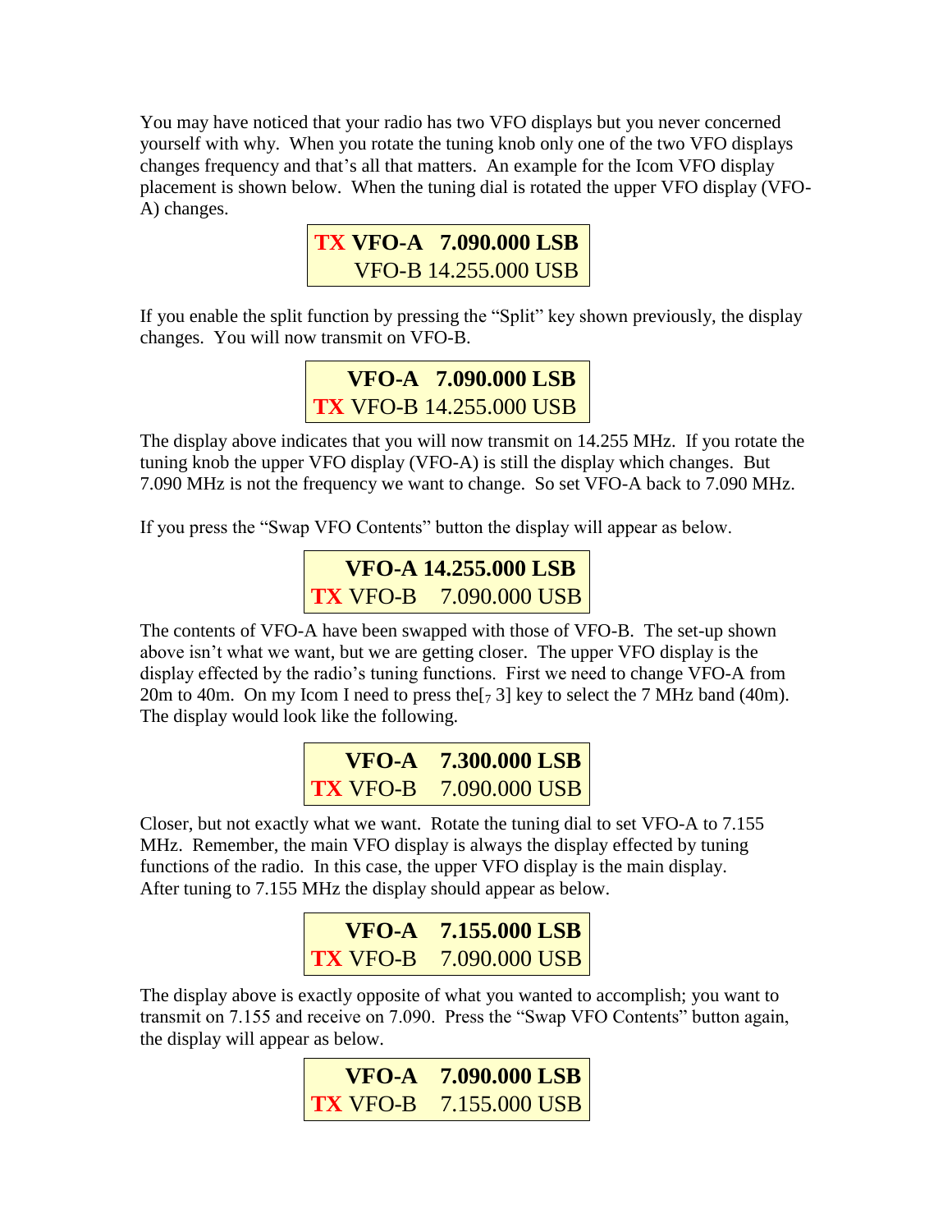You may have noticed that your radio has two VFO displays but you never concerned yourself with why. When you rotate the tuning knob only one of the two VFO displays changes frequency and that's all that matters. An example for the Icom VFO display placement is shown below. When the tuning dial is rotated the upper VFO display (VFO-A) changes.

| | | |
|---|---|---|
| TX | **VFO-A** | **7.090.000 LSB** |
| | VFO-B | 14.255.000 USB |

If you enable the split function by pressing the "Split" key shown previously, the display changes. You will now transmit on VFO-B.

| | | |
|---|---|---|
| | **VFO-A** | **7.090.000 LSB** |
| TX | VFO-B | 14.255.000 USB |

The display above indicates that you will now transmit on 14.255 MHz. If you rotate the tuning knob the upper VFO display (VFO-A) is still the display which changes. But 7.090 MHz is not the frequency we want to change. So set VFO-A back to 7.090 MHz.

If you press the "Swap VFO Contents" button the display will appear as below.

| | | |
|---|---|---|
| | **VFO-A** | **14.255.000 LSB** |
| TX | VFO-B | 7.090.000 USB |

The contents of VFO-A have been swapped with those of VFO-B. The set-up shown above isn't what we want, but we are getting closer. The upper VFO display is the display effected by the radio's tuning functions. First we need to change VFO-A from 20m to 40m. On my Icom I need to press the[$_7$ 3] key to select the 7 MHz band (40m). The display would look like the following.

| | | |
|---|---|---|
| | **VFO-A** | **7.300.000 LSB** |
| TX | VFO-B | 7.090.000 USB |

Closer, but not exactly what we want. Rotate the tuning dial to set VFO-A to 7.155 MHz. Remember, the main VFO display is always the display effected by tuning functions of the radio. In this case, the upper VFO display is the main display. After tuning to 7.155 MHz the display should appear as below.

| | | |
|---|---|---|
| | **VFO-A** | **7.155.000 LSB** |
| TX | VFO-B | 7.090.000 USB |

The display above is exactly opposite of what you wanted to accomplish; you want to transmit on 7.155 and receive on 7.090. Press the "Swap VFO Contents" button again, the display will appear as below.

| | | |
|---|---|---|
| | **VFO-A** | **7.090.000 LSB** |
| TX | VFO-B | 7.155.000 USB |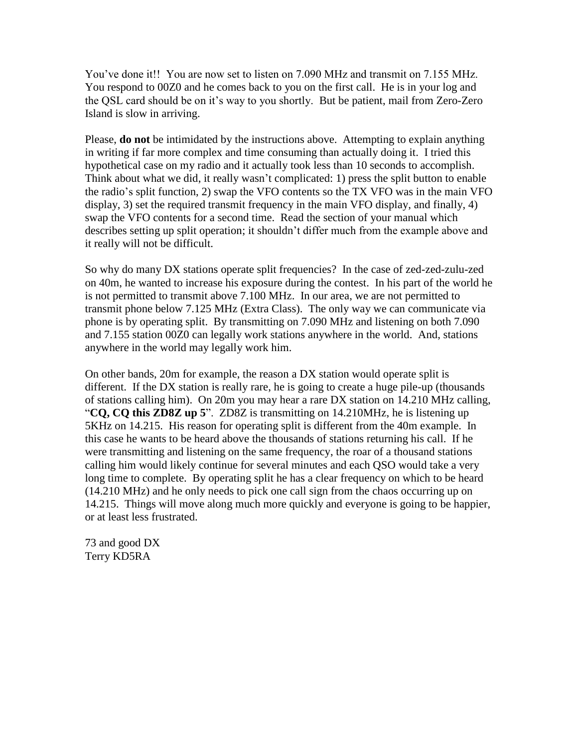You've done it!! You are now set to listen on 7.090 MHz and transmit on 7.155 MHz. You respond to 00Z0 and he comes back to you on the first call. He is in your log and the QSL card should be on it's way to you shortly. But be patient, mail from Zero-Zero Island is slow in arriving.

Please, **do not** be intimidated by the instructions above. Attempting to explain anything in writing if far more complex and time consuming than actually doing it. I tried this hypothetical case on my radio and it actually took less than 10 seconds to accomplish. Think about what we did, it really wasn't complicated: 1) press the split button to enable the radio's split function, 2) swap the VFO contents so the TX VFO was in the main VFO display, 3) set the required transmit frequency in the main VFO display, and finally, 4) swap the VFO contents for a second time. Read the section of your manual which describes setting up split operation; it shouldn't differ much from the example above and it really will not be difficult.

So why do many DX stations operate split frequencies? In the case of zed-zed-zulu-zed on 40m, he wanted to increase his exposure during the contest. In his part of the world he is not permitted to transmit above 7.100 MHz. In our area, we are not permitted to transmit phone below 7.125 MHz (Extra Class). The only way we can communicate via phone is by operating split. By transmitting on 7.090 MHz and listening on both 7.090 and 7.155 station 00Z0 can legally work stations anywhere in the world. And, stations anywhere in the world may legally work him.

On other bands, 20m for example, the reason a DX station would operate split is different. If the DX station is really rare, he is going to create a huge pile-up (thousands of stations calling him). On 20m you may hear a rare DX station on 14.210 MHz calling, "**CQ, CQ this ZD8Z up 5**". ZD8Z is transmitting on 14.210MHz, he is listening up 5KHz on 14.215. His reason for operating split is different from the 40m example. In this case he wants to be heard above the thousands of stations returning his call. If he were transmitting and listening on the same frequency, the roar of a thousand stations calling him would likely continue for several minutes and each QSO would take a very long time to complete. By operating split he has a clear frequency on which to be heard (14.210 MHz) and he only needs to pick one call sign from the chaos occurring up on 14.215. Things will move along much more quickly and everyone is going to be happier, or at least less frustrated.

73 and good DX
Terry KD5RA